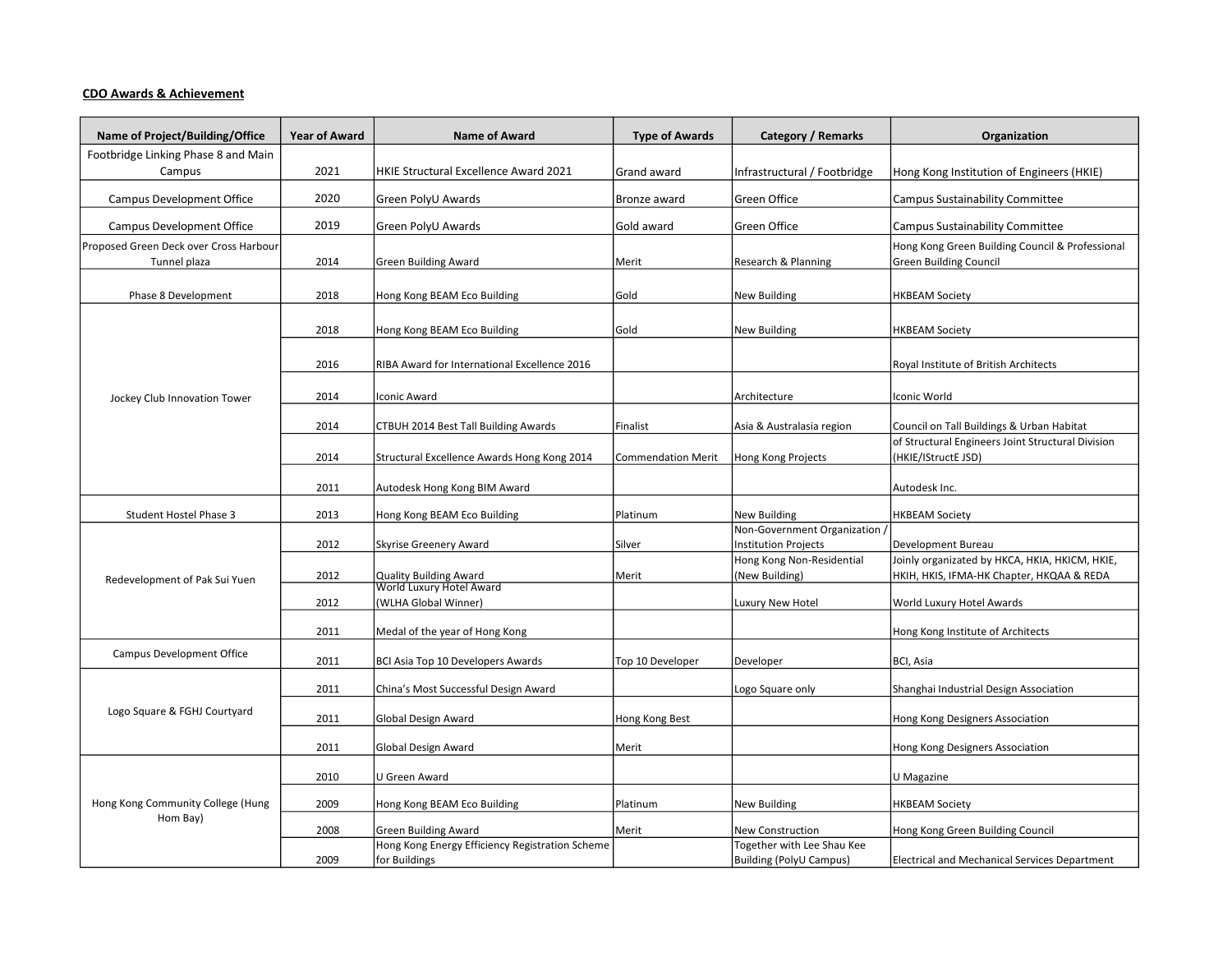**CDO Awards & Achievement**

| Name of Project/Building/Office | Year of Award | Name of Award | Type of Awards | Category / Remarks | Organization |
| --- | --- | --- | --- | --- | --- |
| Footbridge Linking Phase 8 and Main Campus | 2021 | HKIE Structural Excellence Award 2021 | Grand award | Infrastructural / Footbridge | Hong Kong Institution of Engineers (HKIE) |
| Campus Development Office | 2020 | Green PolyU Awards | Bronze award | Green Office | Campus Sustainability Committee |
| Campus Development Office | 2019 | Green PolyU Awards | Gold award | Green Office | Campus Sustainability Committee |
| Proposed Green Deck over Cross Harbour Tunnel plaza | 2014 | Green Building Award | Merit | Research & Planning | Hong Kong Green Building Council & Professional Green Building Council |
| Phase 8 Development | 2018 | Hong Kong BEAM Eco Building | Gold | New Building | HKBEAM Society |
| Jockey Club Innovation Tower | 2018 | Hong Kong BEAM Eco Building | Gold | New Building | HKBEAM Society |
| | 2016 | RIBA Award for International Excellence 2016 | | | Royal Institute of British Architects |
| | 2014 | Iconic Award | | Architecture | Iconic World |
| | 2014 | CTBUH 2014 Best Tall Building Awards | Finalist | Asia & Australasia region | Council on Tall Buildings & Urban Habitat |
| | 2014 | Structural Excellence Awards Hong Kong 2014 | Commendation Merit | Hong Kong Projects | of Structural Engineers Joint Structural Division (HKIE/IStructE JSD) |
| | 2011 | Autodesk Hong Kong BIM Award | | | Autodesk Inc. |
| Student Hostel Phase 3 | 2013 | Hong Kong BEAM Eco Building | Platinum | New Building | HKBEAM Society |
| Redevelopment of Pak Sui Yuen | 2012 | Skyrise Greenery Award | Silver | Non-Government Organization / Institution Projects | Development Bureau |
| | 2012 | Quality Building Award | Merit | Hong Kong Non-Residential (New Building) | Joinly organized by HKCA, HKIA, HKICM, HKIE, HKIH, HKIS, IFMA-HK Chapter, HKQAA & REDA |
| | 2012 | World Luxury Hotel Award (WLHA Global Winner) | | Luxury New Hotel | World Luxury Hotel Awards |
| | 2011 | Medal of the year of Hong Kong | | | Hong Kong Institute of Architects |
| Campus Development Office | 2011 | BCI Asia Top 10 Developers Awards | Top 10 Developer | Developer | BCI, Asia |
| Logo Square & FGHJ Courtyard | 2011 | China's Most Successful Design Award | | Logo Square only | Shanghai Industrial Design Association |
| | 2011 | Global Design Award | Hong Kong Best | | Hong Kong Designers Association |
| | 2011 | Global Design Award | Merit | | Hong Kong Designers Association |
| Hong Kong Community College (Hung Hom Bay) | 2010 | U Green Award | | | U Magazine |
| | 2009 | Hong Kong BEAM Eco Building | Platinum | New Building | HKBEAM Society |
| | 2008 | Green Building Award | Merit | New Construction | Hong Kong Green Building Council |
| | 2009 | Hong Kong Energy Efficiency Registration Scheme for Buildings | | Together with Lee Shau Kee Building (PolyU Campus) | Electrical and Mechanical Services Department |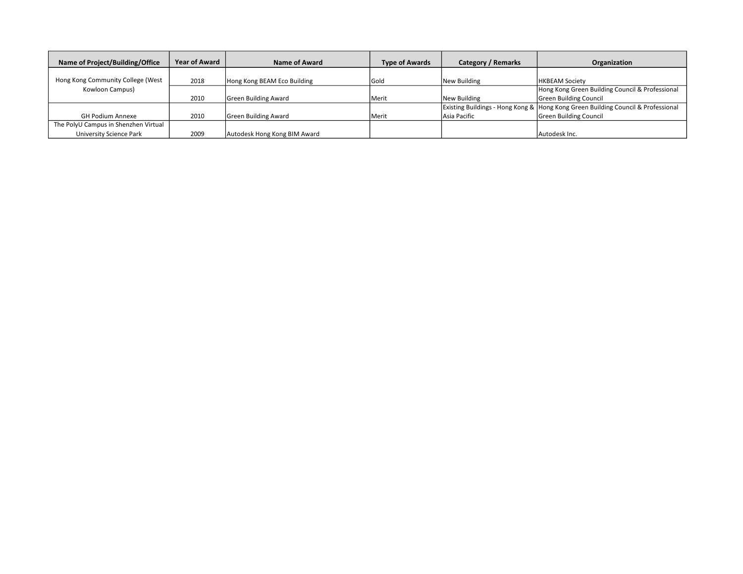| Name of Project/Building/Office | Year of Award | Name of Award | Type of Awards | Category / Remarks | Organization |
|---|---|---|---|---|---|
| Hong Kong Community College (West Kowloon Campus) | 2018 | Hong Kong BEAM Eco Building | Gold | New Building | HKBEAM Society |
| | 2010 | Green Building Award | Merit | New Building | Hong Kong Green Building Council & Professional Green Building Council |
| GH Podium Annexe | 2010 | Green Building Award | Merit | Existing Buildings - Hong Kong & Asia Pacific | Hong Kong Green Building Council & Professional Green Building Council |
| The PolyU Campus in Shenzhen Virtual University Science Park | 2009 | Autodesk Hong Kong BIM Award | | | Autodesk Inc. |